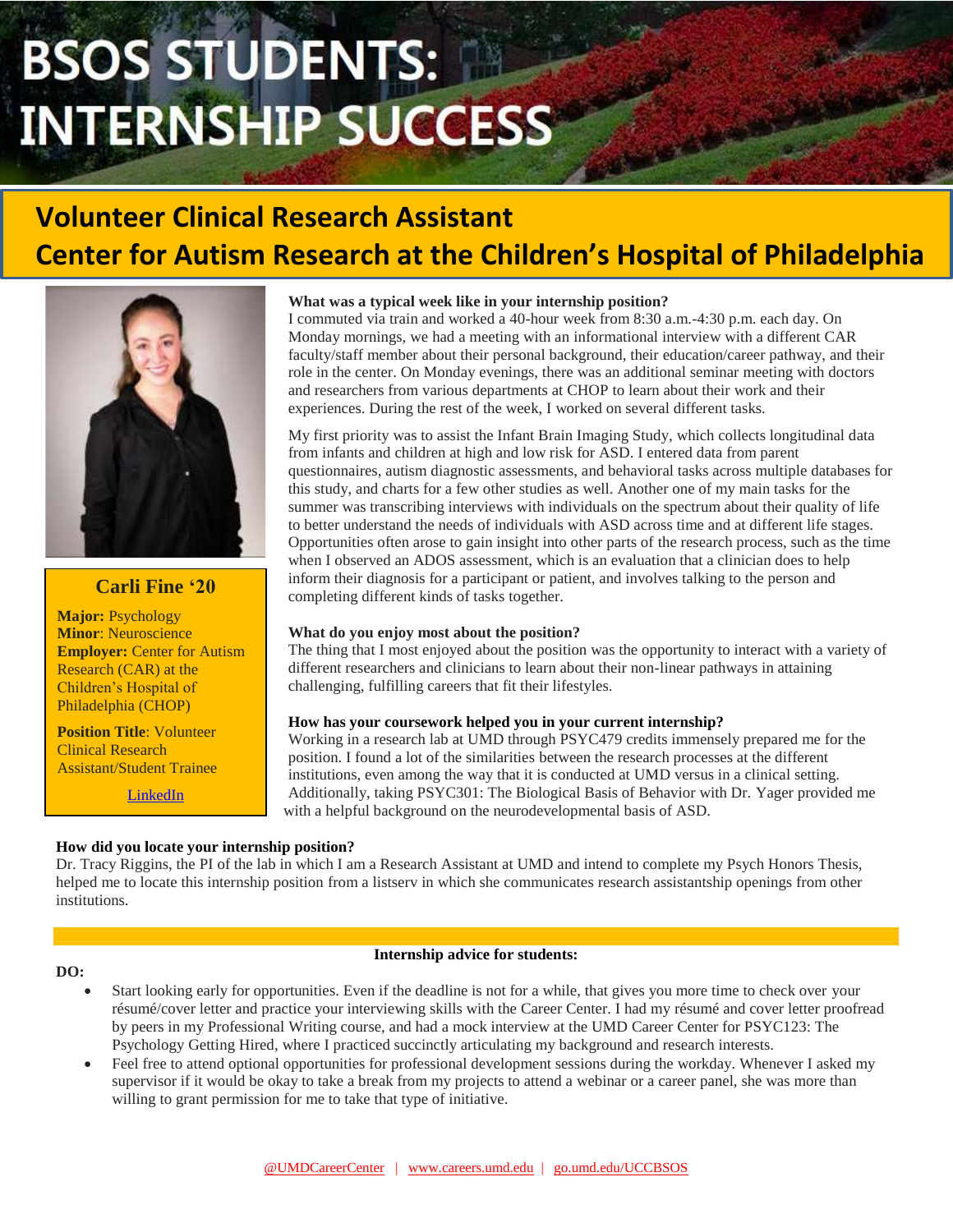# BSOS STUDENTS: INTERNSHIP SUCCESS

## Volunteer Clinical Research Assistant
## Center for Autism Research at the Children's Hospital of Philadelphia

### Carli Fine '20

**Major:** Psychology
**Minor**: Neuroscience
**Employer:** Center for Autism Research (CAR) at the Children's Hospital of Philadelphia (CHOP)

**Position Title**: Volunteer Clinical Research Assistant/Student Trainee

LinkedIn

**What was a typical week like in your internship position?**
I commuted via train and worked a 40-hour week from 8:30 a.m.-4:30 p.m. each day. On Monday mornings, we had a meeting with an informational interview with a different CAR faculty/staff member about their personal background, their education/career pathway, and their role in the center. On Monday evenings, there was an additional seminar meeting with doctors and researchers from various departments at CHOP to learn about their work and their experiences. During the rest of the week, I worked on several different tasks.

My first priority was to assist the Infant Brain Imaging Study, which collects longitudinal data from infants and children at high and low risk for ASD. I entered data from parent questionnaires, autism diagnostic assessments, and behavioral tasks across multiple databases for this study, and charts for a few other studies as well. Another one of my main tasks for the summer was transcribing interviews with individuals on the spectrum about their quality of life to better understand the needs of individuals with ASD across time and at different life stages. Opportunities often arose to gain insight into other parts of the research process, such as the time when I observed an ADOS assessment, which is an evaluation that a clinician does to help inform their diagnosis for a participant or patient, and involves talking to the person and completing different kinds of tasks together.

**What do you enjoy most about the position?**
The thing that I most enjoyed about the position was the opportunity to interact with a variety of different researchers and clinicians to learn about their non-linear pathways in attaining challenging, fulfilling careers that fit their lifestyles.

**How has your coursework helped you in your current internship?**
Working in a research lab at UMD through PSYC479 credits immensely prepared me for the position. I found a lot of the similarities between the research processes at the different institutions, even among the way that it is conducted at UMD versus in a clinical setting. Additionally, taking PSYC301: The Biological Basis of Behavior with Dr. Yager provided me with a helpful background on the neurodevelopmental basis of ASD.

**How did you locate your internship position?**
Dr. Tracy Riggins, the PI of the lab in which I am a Research Assistant at UMD and intend to complete my Psych Honors Thesis, helped me to locate this internship position from a listserv in which she communicates research assistantship openings from other institutions.

**Internship advice for students:**

**DO:**

- Start looking early for opportunities. Even if the deadline is not for a while, that gives you more time to check over your résumé/cover letter and practice your interviewing skills with the Career Center. I had my résumé and cover letter proofread by peers in my Professional Writing course, and had a mock interview at the UMD Career Center for PSYC123: The Psychology Getting Hired, where I practiced succinctly articulating my background and research interests.
- Feel free to attend optional opportunities for professional development sessions during the workday. Whenever I asked my supervisor if it would be okay to take a break from my projects to attend a webinar or a career panel, she was more than willing to grant permission for me to take that type of initiative.

@UMDCareerCenter | www.careers.umd.edu | go.umd.edu/UCCBSOS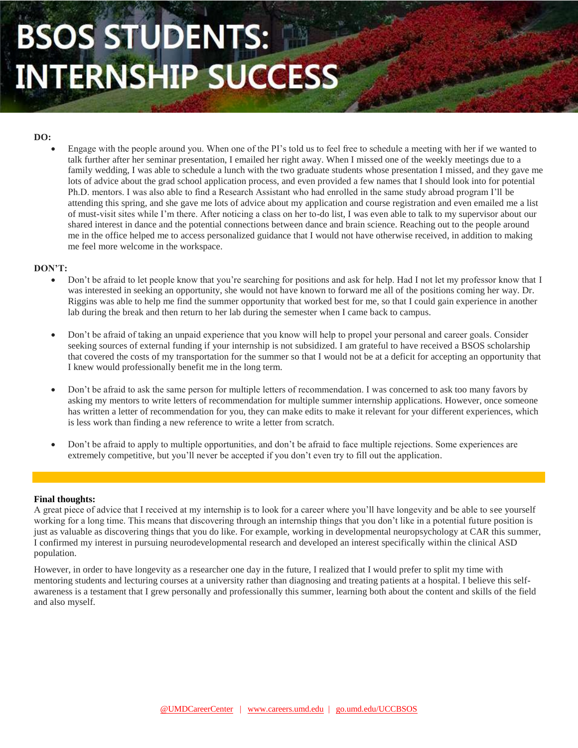# BSOS STUDENTS: INTERNSHIP SUCCESS

**DO:**

- Engage with the people around you. When one of the PI's told us to feel free to schedule a meeting with her if we wanted to talk further after her seminar presentation, I emailed her right away. When I missed one of the weekly meetings due to a family wedding, I was able to schedule a lunch with the two graduate students whose presentation I missed, and they gave me lots of advice about the grad school application process, and even provided a few names that I should look into for potential Ph.D. mentors. I was also able to find a Research Assistant who had enrolled in the same study abroad program I'll be attending this spring, and she gave me lots of advice about my application and course registration and even emailed me a list of must-visit sites while I'm there. After noticing a class on her to-do list, I was even able to talk to my supervisor about our shared interest in dance and the potential connections between dance and brain science. Reaching out to the people around me in the office helped me to access personalized guidance that I would not have otherwise received, in addition to making me feel more welcome in the workspace.

**DON'T:**

- Don't be afraid to let people know that you're searching for positions and ask for help. Had I not let my professor know that I was interested in seeking an opportunity, she would not have known to forward me all of the positions coming her way. Dr. Riggins was able to help me find the summer opportunity that worked best for me, so that I could gain experience in another lab during the break and then return to her lab during the semester when I came back to campus.

- Don't be afraid of taking an unpaid experience that you know will help to propel your personal and career goals. Consider seeking sources of external funding if your internship is not subsidized. I am grateful to have received a BSOS scholarship that covered the costs of my transportation for the summer so that I would not be at a deficit for accepting an opportunity that I knew would professionally benefit me in the long term.

- Don't be afraid to ask the same person for multiple letters of recommendation. I was concerned to ask too many favors by asking my mentors to write letters of recommendation for multiple summer internship applications. However, once someone has written a letter of recommendation for you, they can make edits to make it relevant for your different experiences, which is less work than finding a new reference to write a letter from scratch.

- Don't be afraid to apply to multiple opportunities, and don't be afraid to face multiple rejections. Some experiences are extremely competitive, but you'll never be accepted if you don't even try to fill out the application.

**Final thoughts:**

A great piece of advice that I received at my internship is to look for a career where you'll have longevity and be able to see yourself working for a long time. This means that discovering through an internship things that you don't like in a potential future position is just as valuable as discovering things that you do like. For example, working in developmental neuropsychology at CAR this summer, I confirmed my interest in pursuing neurodevelopmental research and developed an interest specifically within the clinical ASD population.

However, in order to have longevity as a researcher one day in the future, I realized that I would prefer to split my time with mentoring students and lecturing courses at a university rather than diagnosing and treating patients at a hospital. I believe this self-awareness is a testament that I grew personally and professionally this summer, learning both about the content and skills of the field and also myself.

@UMDCareerCenter | www.careers.umd.edu | go.umd.edu/UCCBSOS